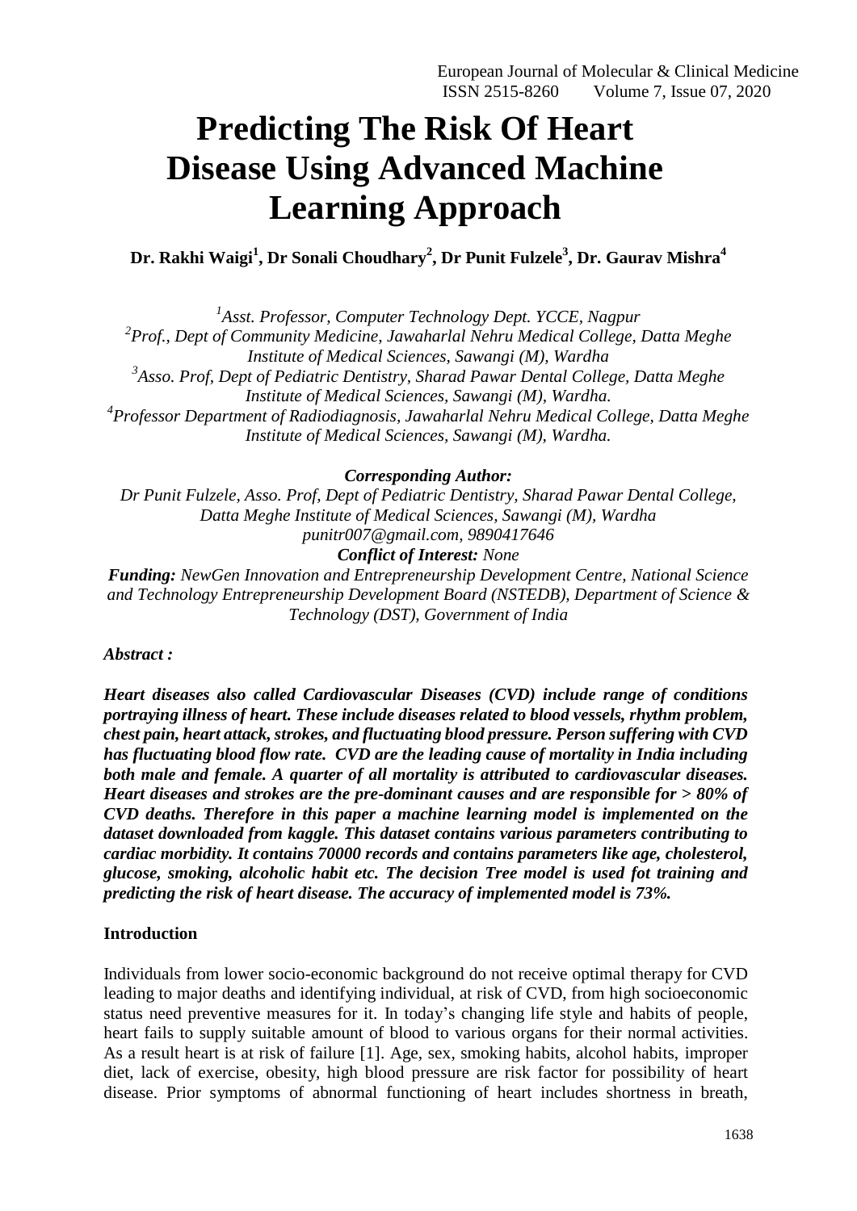# Predicting The Risk Of Heart Disease Using Advanced Machine Learning Approach

**Dr. Rakhi Waigi[1], Dr Sonali Choudhary[2], Dr Punit Fulzele[3], Dr. Gaurav Mishra[4]**

*[1]Asst. Professor, Computer Technology Dept. YCCE, Nagpur*
*[2]Prof., Dept of Community Medicine, Jawaharlal Nehru Medical College, Datta Meghe Institute of Medical Sciences, Sawangi (M), Wardha*
*[3]Asso. Prof, Dept of Pediatric Dentistry, Sharad Pawar Dental College, Datta Meghe Institute of Medical Sciences, Sawangi (M), Wardha.*
*[4]Professor Department of Radiodiagnosis, Jawaharlal Nehru Medical College, Datta Meghe Institute of Medical Sciences, Sawangi (M), Wardha.*

***Corresponding Author:***
*Dr Punit Fulzele, Asso. Prof, Dept of Pediatric Dentistry, Sharad Pawar Dental College, Datta Meghe Institute of Medical Sciences, Sawangi (M), Wardha*
*punitr007@gmail.com, 9890417646*
***Conflict of Interest:*** *None*
***Funding:*** *NewGen Innovation and Entrepreneurship Development Centre, National Science and Technology Entrepreneurship Development Board (NSTEDB), Department of Science & Technology (DST), Government of India*

***Abstract :***

***Heart diseases also called Cardiovascular Diseases (CVD) include range of conditions portraying illness of heart. These include diseases related to blood vessels, rhythm problem, chest pain, heart attack, strokes, and fluctuating blood pressure. Person suffering with CVD has fluctuating blood flow rate. CVD are the leading cause of mortality in India including both male and female. A quarter of all mortality is attributed to cardiovascular diseases. Heart diseases and strokes are the pre-dominant causes and are responsible for > 80% of CVD deaths. Therefore in this paper a machine learning model is implemented on the dataset downloaded from kaggle. This dataset contains various parameters contributing to cardiac morbidity. It contains 70000 records and contains parameters like age, cholesterol, glucose, smoking, alcoholic habit etc. The decision Tree model is used fot training and predicting the risk of heart disease. The accuracy of implemented model is 73%.***

**Introduction**

Individuals from lower socio-economic background do not receive optimal therapy for CVD leading to major deaths and identifying individual, at risk of CVD, from high socioeconomic status need preventive measures for it. In today's changing life style and habits of people, heart fails to supply suitable amount of blood to various organs for their normal activities. As a result heart is at risk of failure [1]. Age, sex, smoking habits, alcohol habits, improper diet, lack of exercise, obesity, high blood pressure are risk factor for possibility of heart disease. Prior symptoms of abnormal functioning of heart includes shortness in breath,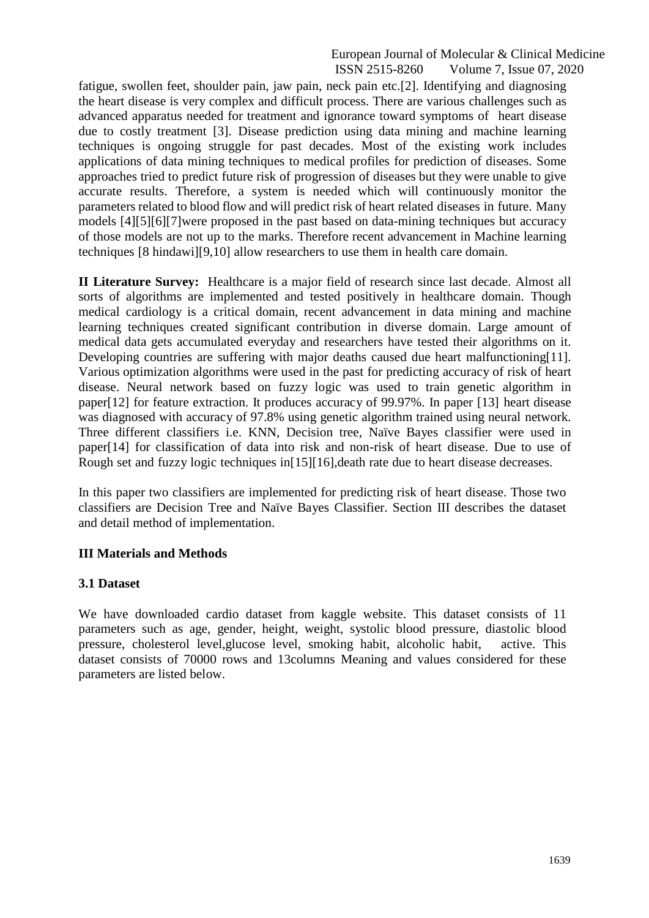fatigue, swollen feet, shoulder pain, jaw pain, neck pain etc.[2]. Identifying and diagnosing the heart disease is very complex and difficult process. There are various challenges such as advanced apparatus needed for treatment and ignorance toward symptoms of heart disease due to costly treatment [3]. Disease prediction using data mining and machine learning techniques is ongoing struggle for past decades. Most of the existing work includes applications of data mining techniques to medical profiles for prediction of diseases. Some approaches tried to predict future risk of progression of diseases but they were unable to give accurate results. Therefore, a system is needed which will continuously monitor the parameters related to blood flow and will predict risk of heart related diseases in future. Many models [4][5][6][7]were proposed in the past based on data-mining techniques but accuracy of those models are not up to the marks. Therefore recent advancement in Machine learning techniques [8 hindawi][9,10] allow researchers to use them in health care domain.

**II Literature Survey:** Healthcare is a major field of research since last decade. Almost all sorts of algorithms are implemented and tested positively in healthcare domain. Though medical cardiology is a critical domain, recent advancement in data mining and machine learning techniques created significant contribution in diverse domain. Large amount of medical data gets accumulated everyday and researchers have tested their algorithms on it. Developing countries are suffering with major deaths caused due heart malfunctioning[11]. Various optimization algorithms were used in the past for predicting accuracy of risk of heart disease. Neural network based on fuzzy logic was used to train genetic algorithm in paper[12] for feature extraction. It produces accuracy of 99.97%. In paper [13] heart disease was diagnosed with accuracy of 97.8% using genetic algorithm trained using neural network. Three different classifiers i.e. KNN, Decision tree, Naïve Bayes classifier were used in paper[14] for classification of data into risk and non-risk of heart disease. Due to use of Rough set and fuzzy logic techniques in[15][16],death rate due to heart disease decreases.

In this paper two classifiers are implemented for predicting risk of heart disease. Those two classifiers are Decision Tree and Naïve Bayes Classifier. Section III describes the dataset and detail method of implementation.

## III Materials and Methods

### 3.1 Dataset

We have downloaded cardio dataset from kaggle website. This dataset consists of 11 parameters such as age, gender, height, weight, systolic blood pressure, diastolic blood pressure, cholesterol level,glucose level, smoking habit, alcoholic habit, active. This dataset consists of 70000 rows and 13columns Meaning and values considered for these parameters are listed below.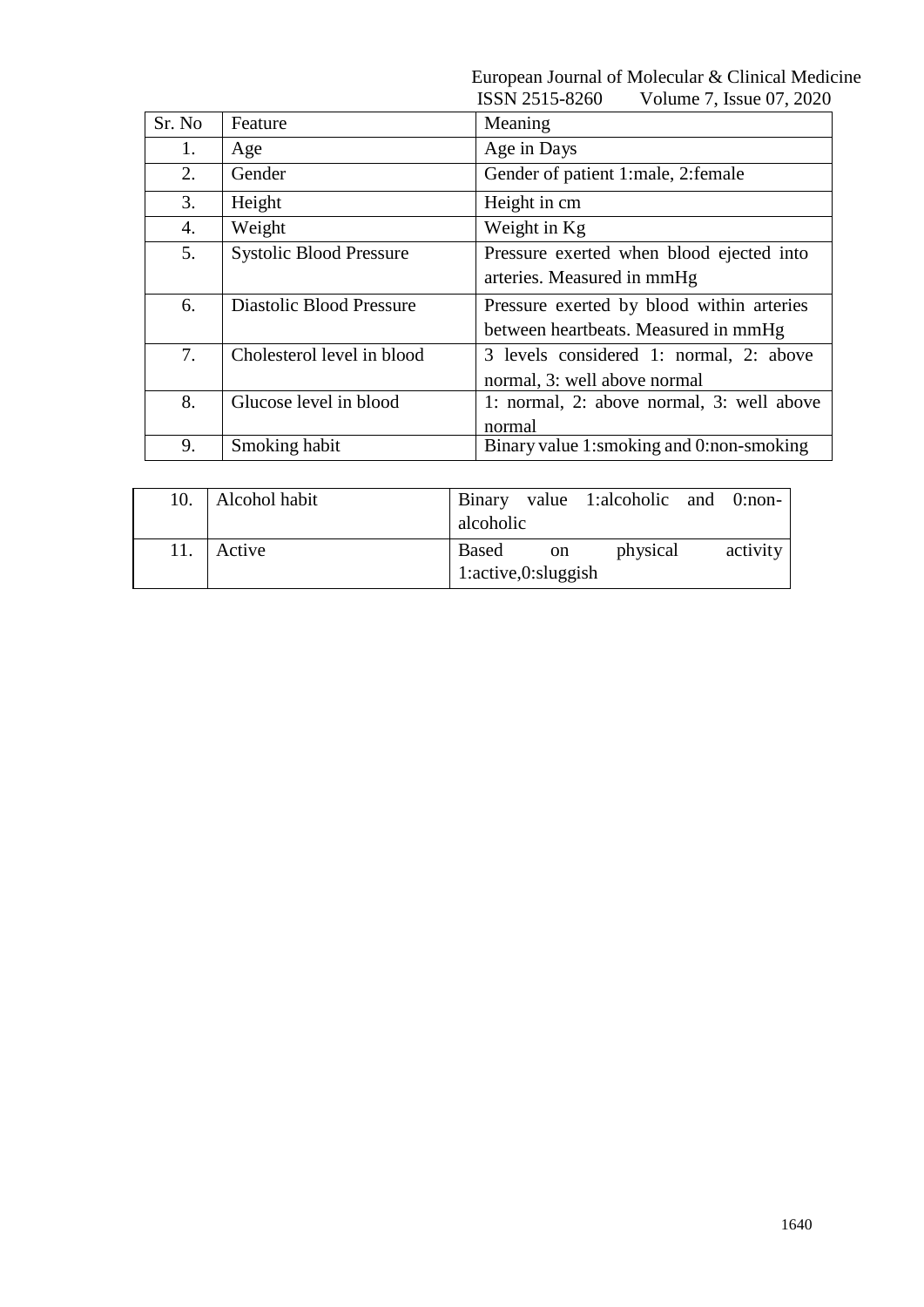| Sr. No | Feature | Meaning |
|---|---|---|
| 1. | Age | Age in Days |
| 2. | Gender | Gender of patient 1:male, 2:female |
| 3. | Height | Height in cm |
| 4. | Weight | Weight in Kg |
| 5. | Systolic Blood Pressure | Pressure exerted when blood ejected into arteries. Measured in mmHg |
| 6. | Diastolic Blood Pressure | Pressure exerted by blood within arteries between heartbeats. Measured in mmHg |
| 7. | Cholesterol level in blood | 3 levels considered 1: normal, 2: above normal, 3: well above normal |
| 8. | Glucose level in blood | 1: normal, 2: above normal, 3: well above normal |
| 9. | Smoking habit | Binary value 1:smoking and 0:non-smoking |
| 10. | Alcohol habit | Binary value 1:alcoholic and 0:non-alcoholic |
| 11. | Active | Based on physical activity 1:active,0:sluggish |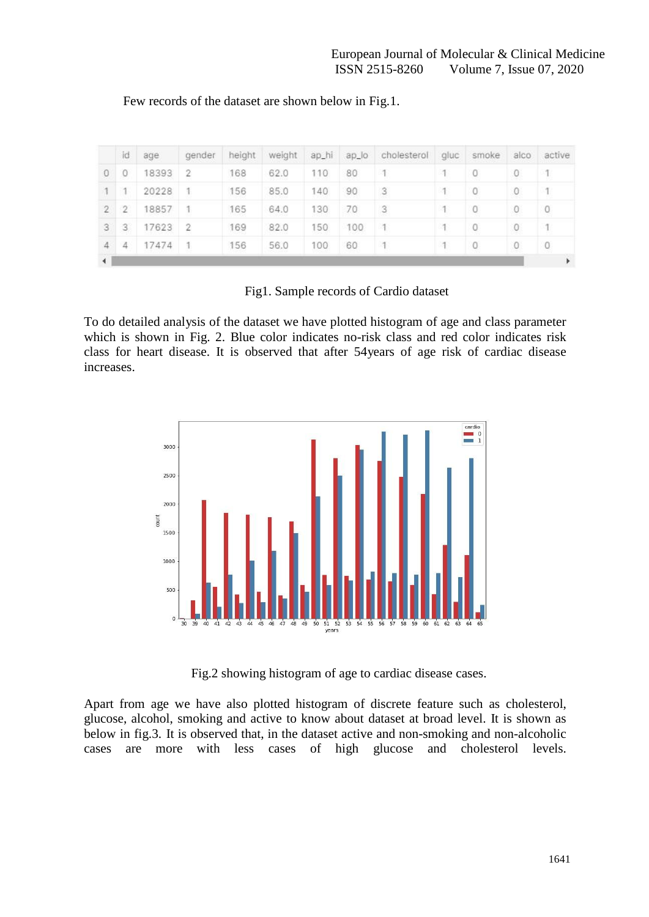Few records of the dataset are shown below in Fig.1.

|   | id | age | gender | height | weight | ap_hi | ap_lo | cholesterol | gluc | smoke | alco | active |
|---|---|---|---|---|---|---|---|---|---|---|---|---|
| 0 | 0 | 18393 | 2 | 168 | 62.0 | 110 | 80 | 1 | 1 | 0 | 0 | 1 |
| 1 | 1 | 20228 | 1 | 156 | 85.0 | 140 | 90 | 3 | 1 | 0 | 0 | 1 |
| 2 | 2 | 18857 | 1 | 165 | 64.0 | 130 | 70 | 3 | 1 | 0 | 0 | 0 |
| 3 | 3 | 17623 | 2 | 169 | 82.0 | 150 | 100 | 1 | 1 | 0 | 0 | 1 |
| 4 | 4 | 17474 | 1 | 156 | 56.0 | 100 | 60 | 1 | 1 | 0 | 0 | 0 |

Fig1. Sample records of Cardio dataset

To do detailed analysis of the dataset we have plotted histogram of age and class parameter which is shown in Fig. 2. Blue color indicates no-risk class and red color indicates risk class for heart disease. It is observed that after 54years of age risk of cardiac disease increases.

Fig.2 showing histogram of age to cardiac disease cases.

Apart from age we have also plotted histogram of discrete feature such as cholesterol, glucose, alcohol, smoking and active to know about dataset at broad level. It is shown as below in fig.3. It is observed that, in the dataset active and non-smoking and non-alcoholic cases are more with less cases of high glucose and cholesterol levels.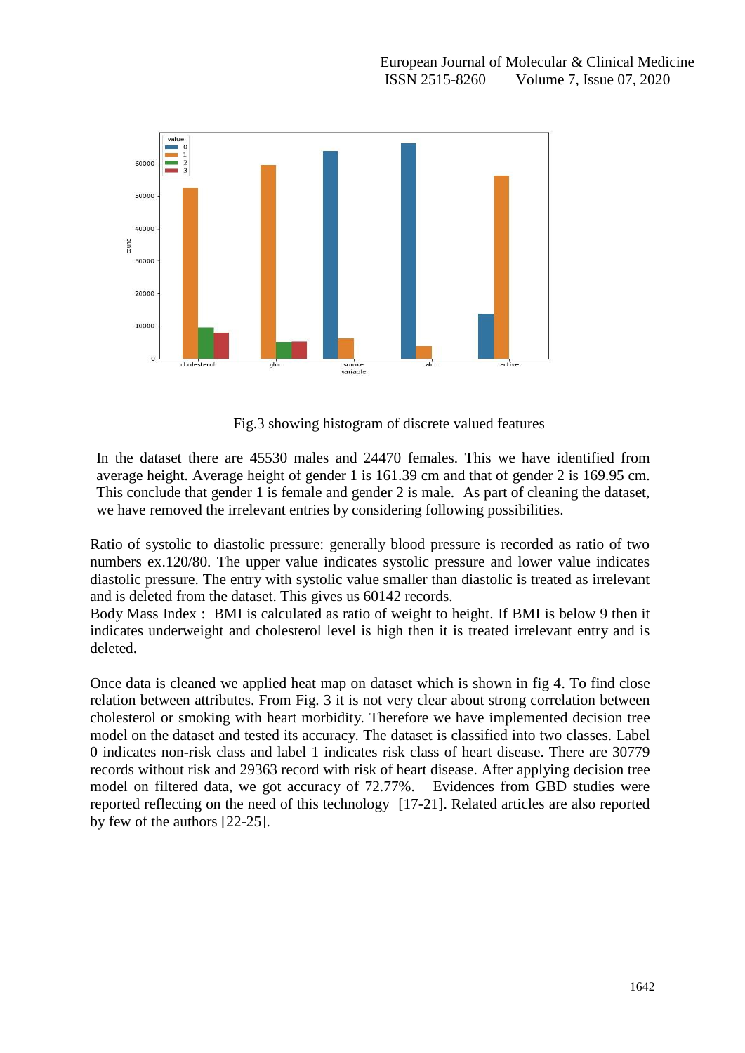Fig.3 showing histogram of discrete valued features

In the dataset there are 45530 males and 24470 females. This we have identified from average height. Average height of gender 1 is 161.39 cm and that of gender 2 is 169.95 cm. This conclude that gender 1 is female and gender 2 is male. As part of cleaning the dataset, we have removed the irrelevant entries by considering following possibilities.

Ratio of systolic to diastolic pressure: generally blood pressure is recorded as ratio of two numbers ex.120/80. The upper value indicates systolic pressure and lower value indicates diastolic pressure. The entry with systolic value smaller than diastolic is treated as irrelevant and is deleted from the dataset. This gives us 60142 records.

Body Mass Index : BMI is calculated as ratio of weight to height. If BMI is below 9 then it indicates underweight and cholesterol level is high then it is treated irrelevant entry and is deleted.

Once data is cleaned we applied heat map on dataset which is shown in fig 4. To find close relation between attributes. From Fig. 3 it is not very clear about strong correlation between cholesterol or smoking with heart morbidity. Therefore we have implemented decision tree model on the dataset and tested its accuracy. The dataset is classified into two classes. Label 0 indicates non-risk class and label 1 indicates risk class of heart disease. There are 30779 records without risk and 29363 record with risk of heart disease. After applying decision tree model on filtered data, we got accuracy of 72.77%. Evidences from GBD studies were reported reflecting on the need of this technology [17-21]. Related articles are also reported by few of the authors [22-25].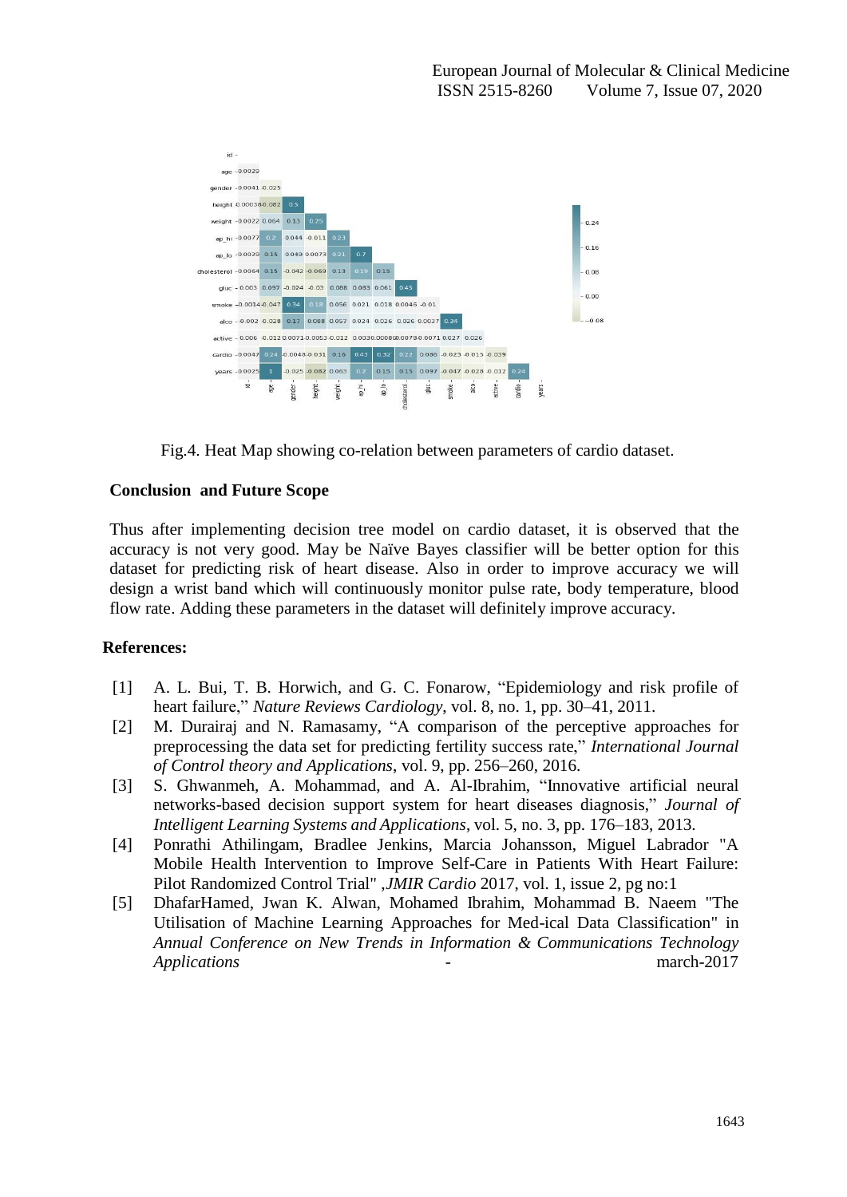Fig.4. Heat Map showing co-relation between parameters of cardio dataset.

**Conclusion and Future Scope**

Thus after implementing decision tree model on cardio dataset, it is observed that the accuracy is not very good. May be Naïve Bayes classifier will be better option for this dataset for predicting risk of heart disease. Also in order to improve accuracy we will design a wrist band which will continuously monitor pulse rate, body temperature, blood flow rate. Adding these parameters in the dataset will definitely improve accuracy.

**References:**

[1] A. L. Bui, T. B. Horwich, and G. C. Fonarow, "Epidemiology and risk profile of heart failure," *Nature Reviews Cardiology*, vol. 8, no. 1, pp. 30–41, 2011.

[2] M. Durairaj and N. Ramasamy, "A comparison of the perceptive approaches for preprocessing the data set for predicting fertility success rate," *International Journal of Control theory and Applications*, vol. 9, pp. 256–260, 2016.

[3] S. Ghwanmeh, A. Mohammad, and A. Al-Ibrahim, "Innovative artificial neural networks-based decision support system for heart diseases diagnosis," *Journal of Intelligent Learning Systems and Applications*, vol. 5, no. 3, pp. 176–183, 2013.

[4] Ponrathi Athilingam, Bradlee Jenkins, Marcia Johansson, Miguel Labrador "A Mobile Health Intervention to Improve Self-Care in Patients With Heart Failure: Pilot Randomized Control Trial" ,*JMIR Cardio* 2017, vol. 1, issue 2, pg no:1

[5] DhafarHamed, Jwan K. Alwan, Mohamed Ibrahim, Mohammad B. Naeem "The Utilisation of Machine Learning Approaches for Med-ical Data Classification" in *Annual Conference on New Trends in Information & Communications Technology Applications* - march-2017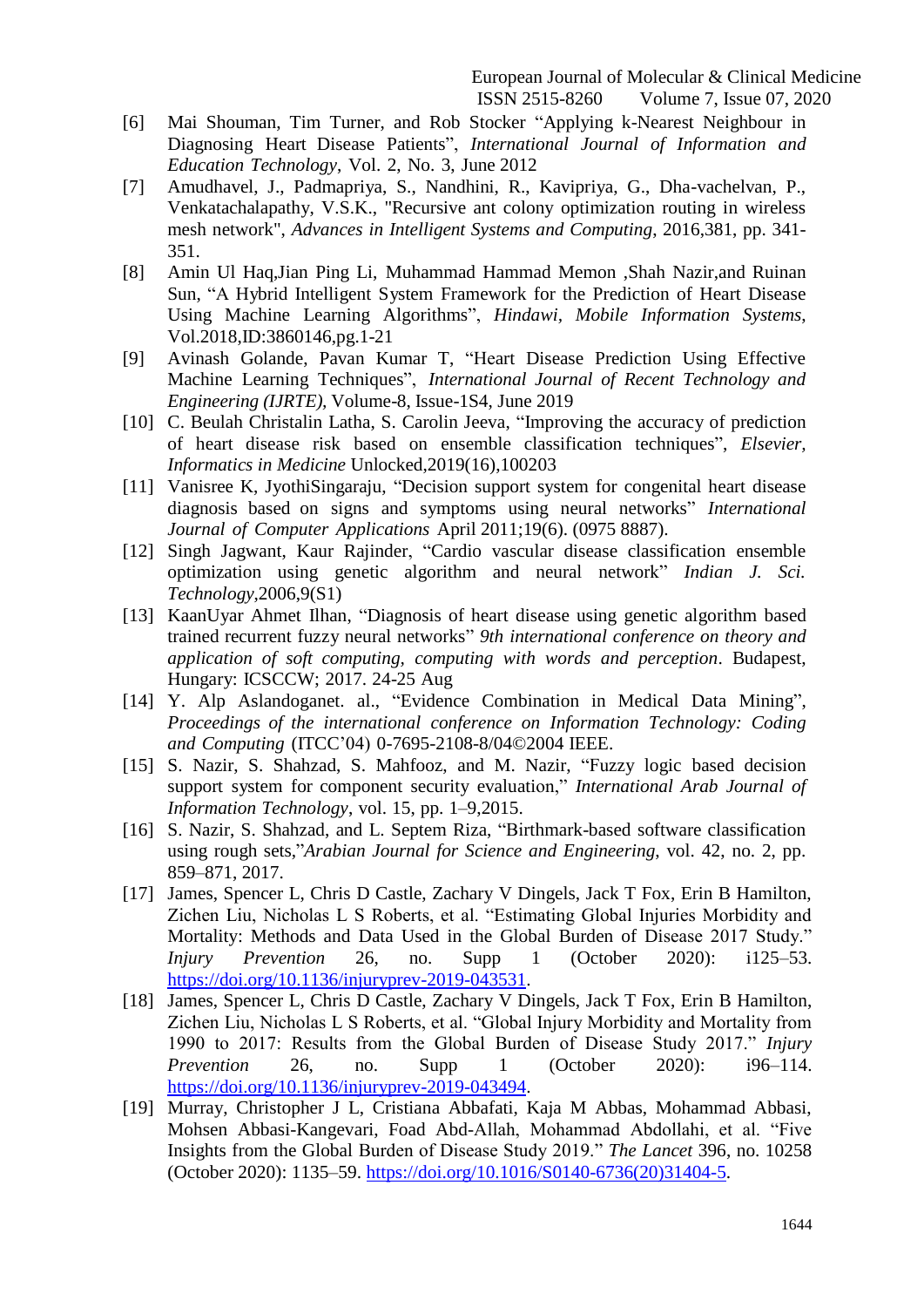[6] Mai Shouman, Tim Turner, and Rob Stocker "Applying k-Nearest Neighbour in Diagnosing Heart Disease Patients", *International Journal of Information and Education Technology*, Vol. 2, No. 3, June 2012

[7] Amudhavel, J., Padmapriya, S., Nandhini, R., Kavipriya, G., Dha-vachelvan, P., Venkatachalapathy, V.S.K., "Recursive ant colony optimization routing in wireless mesh network", *Advances in Intelligent Systems and Computing*, 2016,381, pp. 341-351.

[8] Amin Ul Haq,Jian Ping Li, Muhammad Hammad Memon ,Shah Nazir,and Ruinan Sun, "A Hybrid Intelligent System Framework for the Prediction of Heart Disease Using Machine Learning Algorithms", *Hindawi, Mobile Information Systems*, Vol.2018,ID:3860146,pg.1-21

[9] Avinash Golande, Pavan Kumar T, "Heart Disease Prediction Using Effective Machine Learning Techniques", *International Journal of Recent Technology and Engineering (IJRTE),* Volume-8, Issue-1S4, June 2019

[10] C. Beulah Christalin Latha, S. Carolin Jeeva, "Improving the accuracy of prediction of heart disease risk based on ensemble classification techniques", *Elsevier, Informatics in Medicine* Unlocked,2019(16),100203

[11] Vanisree K, JyothiSingaraju, "Decision support system for congenital heart disease diagnosis based on signs and symptoms using neural networks" *International Journal of Computer Applications* April 2011;19(6). (0975 8887).

[12] Singh Jagwant, Kaur Rajinder, "Cardio vascular disease classification ensemble optimization using genetic algorithm and neural network" *Indian J. Sci. Technology*,2006,9(S1)

[13] KaanUyar Ahmet Ilhan, "Diagnosis of heart disease using genetic algorithm based trained recurrent fuzzy neural networks" *9th international conference on theory and application of soft computing, computing with words and perception*. Budapest, Hungary: ICSCCW; 2017. 24-25 Aug

[14] Y. Alp Aslandoganet. al., "Evidence Combination in Medical Data Mining", *Proceedings of the international conference on Information Technology: Coding and Computing* (ITCC'04) 0-7695-2108-8/04©2004 IEEE.

[15] S. Nazir, S. Shahzad, S. Mahfooz, and M. Nazir, "Fuzzy logic based decision support system for component security evaluation," *International Arab Journal of Information Technology*, vol. 15, pp. 1–9,2015.

[16] S. Nazir, S. Shahzad, and L. Septem Riza, "Birthmark-based software classification using rough sets,"*Arabian Journal for Science and Engineering*, vol. 42, no. 2, pp. 859–871, 2017.

[17] James, Spencer L, Chris D Castle, Zachary V Dingels, Jack T Fox, Erin B Hamilton, Zichen Liu, Nicholas L S Roberts, et al. "Estimating Global Injuries Morbidity and Mortality: Methods and Data Used in the Global Burden of Disease 2017 Study." *Injury Prevention* 26, no. Supp 1 (October 2020): i125–53. https://doi.org/10.1136/injuryprev-2019-043531.

[18] James, Spencer L, Chris D Castle, Zachary V Dingels, Jack T Fox, Erin B Hamilton, Zichen Liu, Nicholas L S Roberts, et al. "Global Injury Morbidity and Mortality from 1990 to 2017: Results from the Global Burden of Disease Study 2017." *Injury Prevention* 26, no. Supp 1 (October 2020): i96–114. https://doi.org/10.1136/injuryprev-2019-043494.

[19] Murray, Christopher J L, Cristiana Abbafati, Kaja M Abbas, Mohammad Abbasi, Mohsen Abbasi-Kangevari, Foad Abd-Allah, Mohammad Abdollahi, et al. "Five Insights from the Global Burden of Disease Study 2019." *The Lancet* 396, no. 10258 (October 2020): 1135–59. https://doi.org/10.1016/S0140-6736(20)31404-5.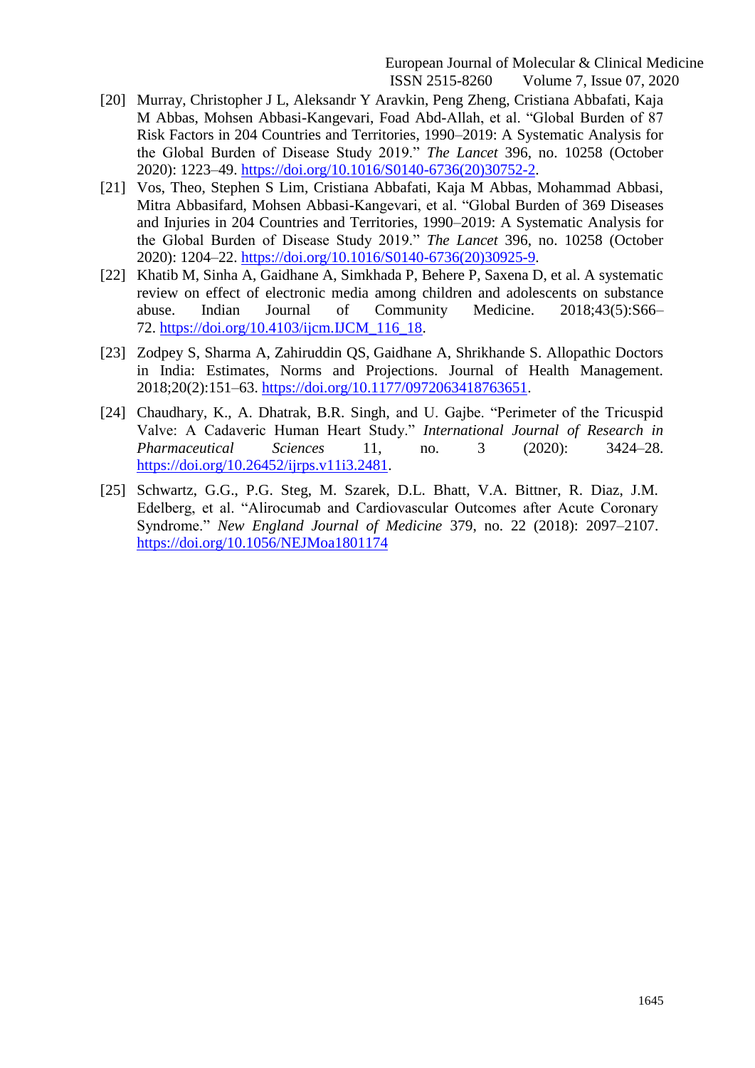[20] Murray, Christopher J L, Aleksandr Y Aravkin, Peng Zheng, Cristiana Abbafati, Kaja M Abbas, Mohsen Abbasi-Kangevari, Foad Abd-Allah, et al. "Global Burden of 87 Risk Factors in 204 Countries and Territories, 1990–2019: A Systematic Analysis for the Global Burden of Disease Study 2019." *The Lancet* 396, no. 10258 (October 2020): 1223–49. https://doi.org/10.1016/S0140-6736(20)30752-2.

[21] Vos, Theo, Stephen S Lim, Cristiana Abbafati, Kaja M Abbas, Mohammad Abbasi, Mitra Abbasifard, Mohsen Abbasi-Kangevari, et al. "Global Burden of 369 Diseases and Injuries in 204 Countries and Territories, 1990–2019: A Systematic Analysis for the Global Burden of Disease Study 2019." *The Lancet* 396, no. 10258 (October 2020): 1204–22. https://doi.org/10.1016/S0140-6736(20)30925-9.

[22] Khatib M, Sinha A, Gaidhane A, Simkhada P, Behere P, Saxena D, et al. A systematic review on effect of electronic media among children and adolescents on substance abuse. Indian Journal of Community Medicine. 2018;43(5):S66–72. https://doi.org/10.4103/ijcm.IJCM_116_18.

[23] Zodpey S, Sharma A, Zahiruddin QS, Gaidhane A, Shrikhande S. Allopathic Doctors in India: Estimates, Norms and Projections. Journal of Health Management. 2018;20(2):151–63. https://doi.org/10.1177/0972063418763651.

[24] Chaudhary, K., A. Dhatrak, B.R. Singh, and U. Gajbe. "Perimeter of the Tricuspid Valve: A Cadaveric Human Heart Study." *International Journal of Research in Pharmaceutical Sciences* 11, no. 3 (2020): 3424–28. https://doi.org/10.26452/ijrps.v11i3.2481.

[25] Schwartz, G.G., P.G. Steg, M. Szarek, D.L. Bhatt, V.A. Bittner, R. Diaz, J.M. Edelberg, et al. "Alirocumab and Cardiovascular Outcomes after Acute Coronary Syndrome." *New England Journal of Medicine* 379, no. 22 (2018): 2097–2107. https://doi.org/10.1056/NEJMoa1801174